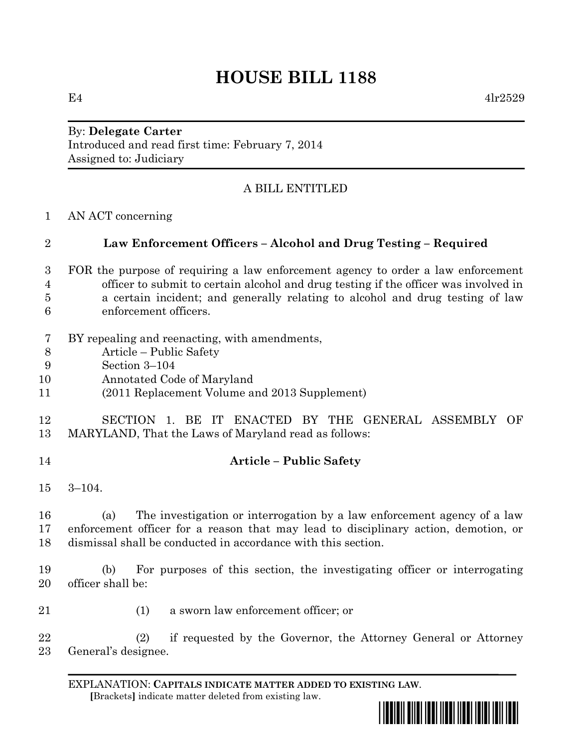# HOUSE BILL 1188

E4 4lr2529

By: **Delegate Carter**
Introduced and read first time: February 7, 2014
Assigned to: Judiciary

A BILL ENTITLED

AN ACT concerning

## Law Enforcement Officers – Alcohol and Drug Testing – Required

FOR the purpose of requiring a law enforcement agency to order a law enforcement officer to submit to certain alcohol and drug testing if the officer was involved in a certain incident; and generally relating to alcohol and drug testing of law enforcement officers.

BY repealing and reenacting, with amendments,
Article – Public Safety
Section 3–104
Annotated Code of Maryland
(2011 Replacement Volume and 2013 Supplement)

SECTION 1. BE IT ENACTED BY THE GENERAL ASSEMBLY OF MARYLAND, That the Laws of Maryland read as follows:

**Article – Public Safety**

3–104.

(a) The investigation or interrogation by a law enforcement agency of a law enforcement officer for a reason that may lead to disciplinary action, demotion, or dismissal shall be conducted in accordance with this section.

(b) For purposes of this section, the investigating officer or interrogating officer shall be:

(1) a sworn law enforcement officer; or

(2) if requested by the Governor, the Attorney General or Attorney General's designee.

EXPLANATION: **CAPITALS INDICATE MATTER ADDED TO EXISTING LAW.**
[Brackets] indicate matter deleted from existing law.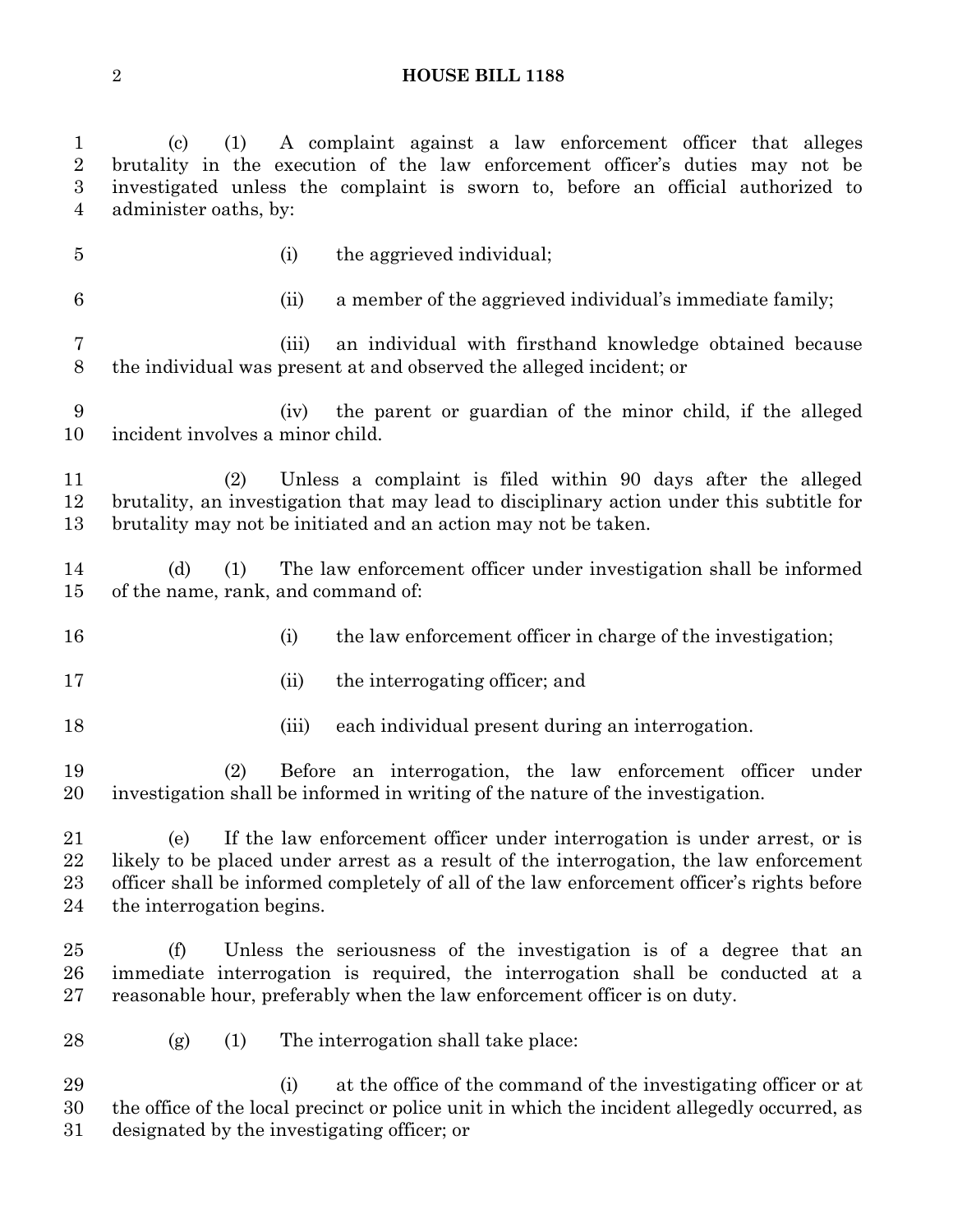(c) (1) A complaint against a law enforcement officer that alleges brutality in the execution of the law enforcement officer's duties may not be investigated unless the complaint is sworn to, before an official authorized to administer oaths, by:

(i) the aggrieved individual;

(ii) a member of the aggrieved individual's immediate family;

(iii) an individual with firsthand knowledge obtained because the individual was present at and observed the alleged incident; or

(iv) the parent or guardian of the minor child, if the alleged incident involves a minor child.

(2) Unless a complaint is filed within 90 days after the alleged brutality, an investigation that may lead to disciplinary action under this subtitle for brutality may not be initiated and an action may not be taken.

(d) (1) The law enforcement officer under investigation shall be informed of the name, rank, and command of:

(i) the law enforcement officer in charge of the investigation;

(ii) the interrogating officer; and

(iii) each individual present during an interrogation.

(2) Before an interrogation, the law enforcement officer under investigation shall be informed in writing of the nature of the investigation.

(e) If the law enforcement officer under interrogation is under arrest, or is likely to be placed under arrest as a result of the interrogation, the law enforcement officer shall be informed completely of all of the law enforcement officer's rights before the interrogation begins.

(f) Unless the seriousness of the investigation is of a degree that an immediate interrogation is required, the interrogation shall be conducted at a reasonable hour, preferably when the law enforcement officer is on duty.

(g) (1) The interrogation shall take place:

(i) at the office of the command of the investigating officer or at the office of the local precinct or police unit in which the incident allegedly occurred, as designated by the investigating officer; or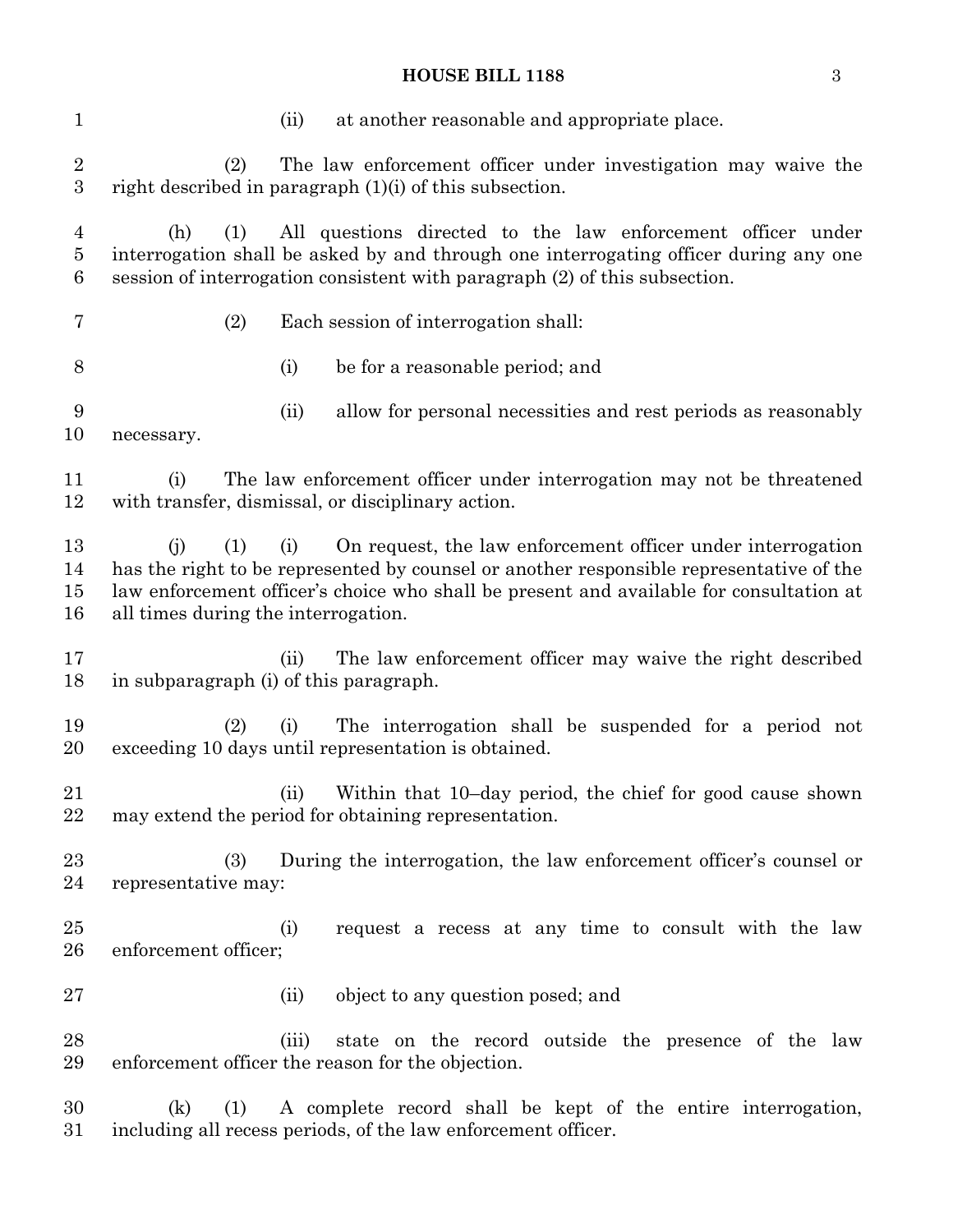(ii) at another reasonable and appropriate place.

(2) The law enforcement officer under investigation may waive the right described in paragraph (1)(i) of this subsection.

(h) (1) All questions directed to the law enforcement officer under interrogation shall be asked by and through one interrogating officer during any one session of interrogation consistent with paragraph (2) of this subsection.

(2) Each session of interrogation shall:

(i) be for a reasonable period; and

(ii) allow for personal necessities and rest periods as reasonably necessary.

(i) The law enforcement officer under interrogation may not be threatened with transfer, dismissal, or disciplinary action.

(j) (1) (i) On request, the law enforcement officer under interrogation has the right to be represented by counsel or another responsible representative of the law enforcement officer's choice who shall be present and available for consultation at all times during the interrogation.

(ii) The law enforcement officer may waive the right described in subparagraph (i) of this paragraph.

(2) (i) The interrogation shall be suspended for a period not exceeding 10 days until representation is obtained.

(ii) Within that 10–day period, the chief for good cause shown may extend the period for obtaining representation.

(3) During the interrogation, the law enforcement officer's counsel or representative may:

(i) request a recess at any time to consult with the law enforcement officer;

(ii) object to any question posed; and

(iii) state on the record outside the presence of the law enforcement officer the reason for the objection.

(k) (1) A complete record shall be kept of the entire interrogation, including all recess periods, of the law enforcement officer.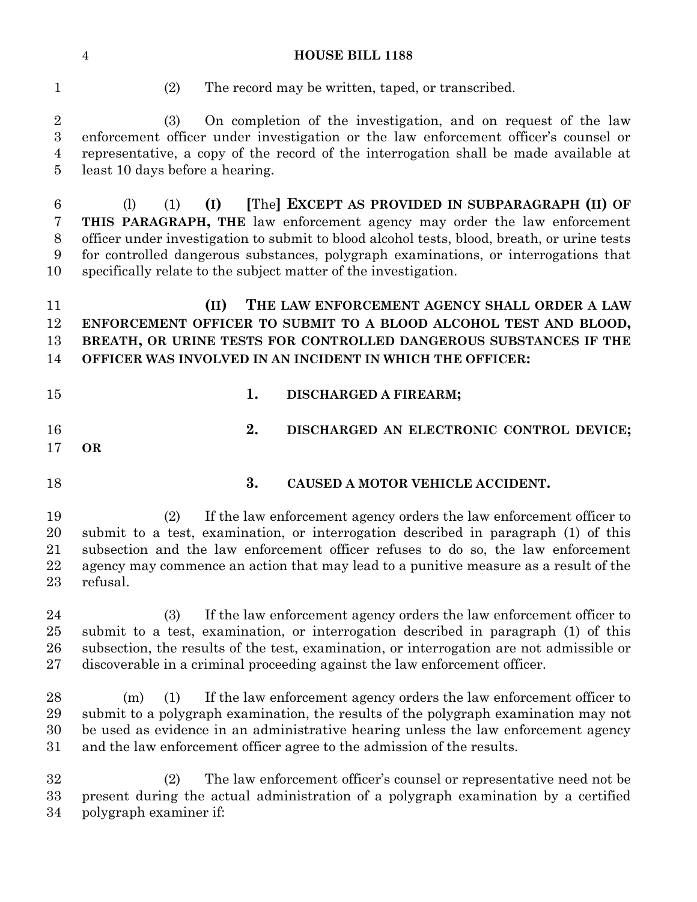(2) The record may be written, taped, or transcribed.

(3) On completion of the investigation, and on request of the law enforcement officer under investigation or the law enforcement officer's counsel or representative, a copy of the record of the interrogation shall be made available at least 10 days before a hearing.

(l) (1) **(I)** [The] **EXCEPT AS PROVIDED IN SUBPARAGRAPH (II) OF THIS PARAGRAPH, THE** law enforcement agency may order the law enforcement officer under investigation to submit to blood alcohol tests, blood, breath, or urine tests for controlled dangerous substances, polygraph examinations, or interrogations that specifically relate to the subject matter of the investigation.

**(II) THE LAW ENFORCEMENT AGENCY SHALL ORDER A LAW ENFORCEMENT OFFICER TO SUBMIT TO A BLOOD ALCOHOL TEST AND BLOOD, BREATH, OR URINE TESTS FOR CONTROLLED DANGEROUS SUBSTANCES IF THE OFFICER WAS INVOLVED IN AN INCIDENT IN WHICH THE OFFICER:**

**1. DISCHARGED A FIREARM;**

**2. DISCHARGED AN ELECTRONIC CONTROL DEVICE; OR**

**3. CAUSED A MOTOR VEHICLE ACCIDENT.**

(2) If the law enforcement agency orders the law enforcement officer to submit to a test, examination, or interrogation described in paragraph (1) of this subsection and the law enforcement officer refuses to do so, the law enforcement agency may commence an action that may lead to a punitive measure as a result of the refusal.

(3) If the law enforcement agency orders the law enforcement officer to submit to a test, examination, or interrogation described in paragraph (1) of this subsection, the results of the test, examination, or interrogation are not admissible or discoverable in a criminal proceeding against the law enforcement officer.

(m) (1) If the law enforcement agency orders the law enforcement officer to submit to a polygraph examination, the results of the polygraph examination may not be used as evidence in an administrative hearing unless the law enforcement agency and the law enforcement officer agree to the admission of the results.

(2) The law enforcement officer's counsel or representative need not be present during the actual administration of a polygraph examination by a certified polygraph examiner if: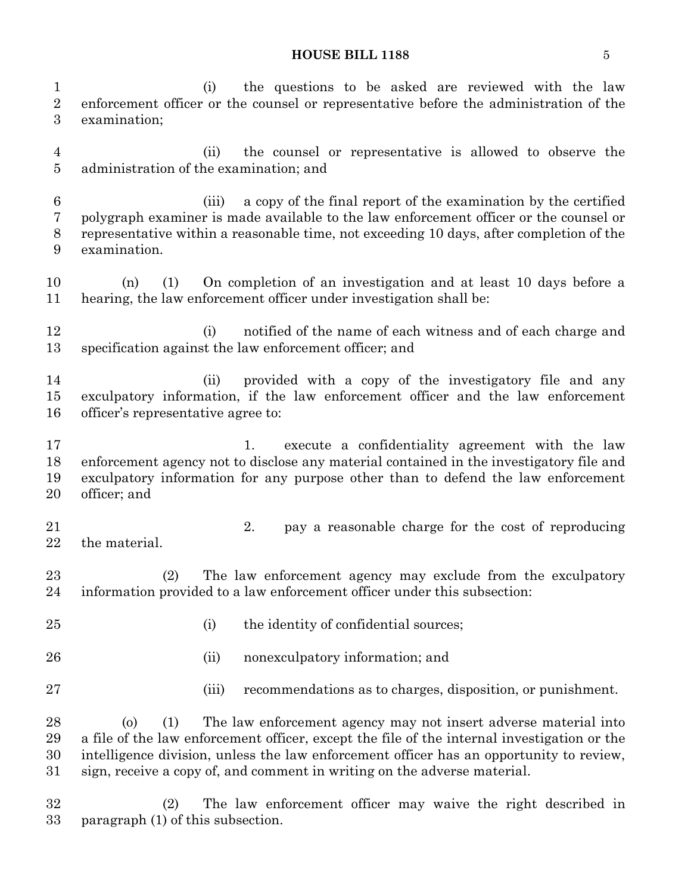(i) the questions to be asked are reviewed with the law enforcement officer or the counsel or representative before the administration of the examination;

(ii) the counsel or representative is allowed to observe the administration of the examination; and

(iii) a copy of the final report of the examination by the certified polygraph examiner is made available to the law enforcement officer or the counsel or representative within a reasonable time, not exceeding 10 days, after completion of the examination.

(n) (1) On completion of an investigation and at least 10 days before a hearing, the law enforcement officer under investigation shall be:

(i) notified of the name of each witness and of each charge and specification against the law enforcement officer; and

(ii) provided with a copy of the investigatory file and any exculpatory information, if the law enforcement officer and the law enforcement officer's representative agree to:

1. execute a confidentiality agreement with the law enforcement agency not to disclose any material contained in the investigatory file and exculpatory information for any purpose other than to defend the law enforcement officer; and

2. pay a reasonable charge for the cost of reproducing the material.

(2) The law enforcement agency may exclude from the exculpatory information provided to a law enforcement officer under this subsection:

(i) the identity of confidential sources;

(ii) nonexculpatory information; and

(iii) recommendations as to charges, disposition, or punishment.

(o) (1) The law enforcement agency may not insert adverse material into a file of the law enforcement officer, except the file of the internal investigation or the intelligence division, unless the law enforcement officer has an opportunity to review, sign, receive a copy of, and comment in writing on the adverse material.

(2) The law enforcement officer may waive the right described in paragraph (1) of this subsection.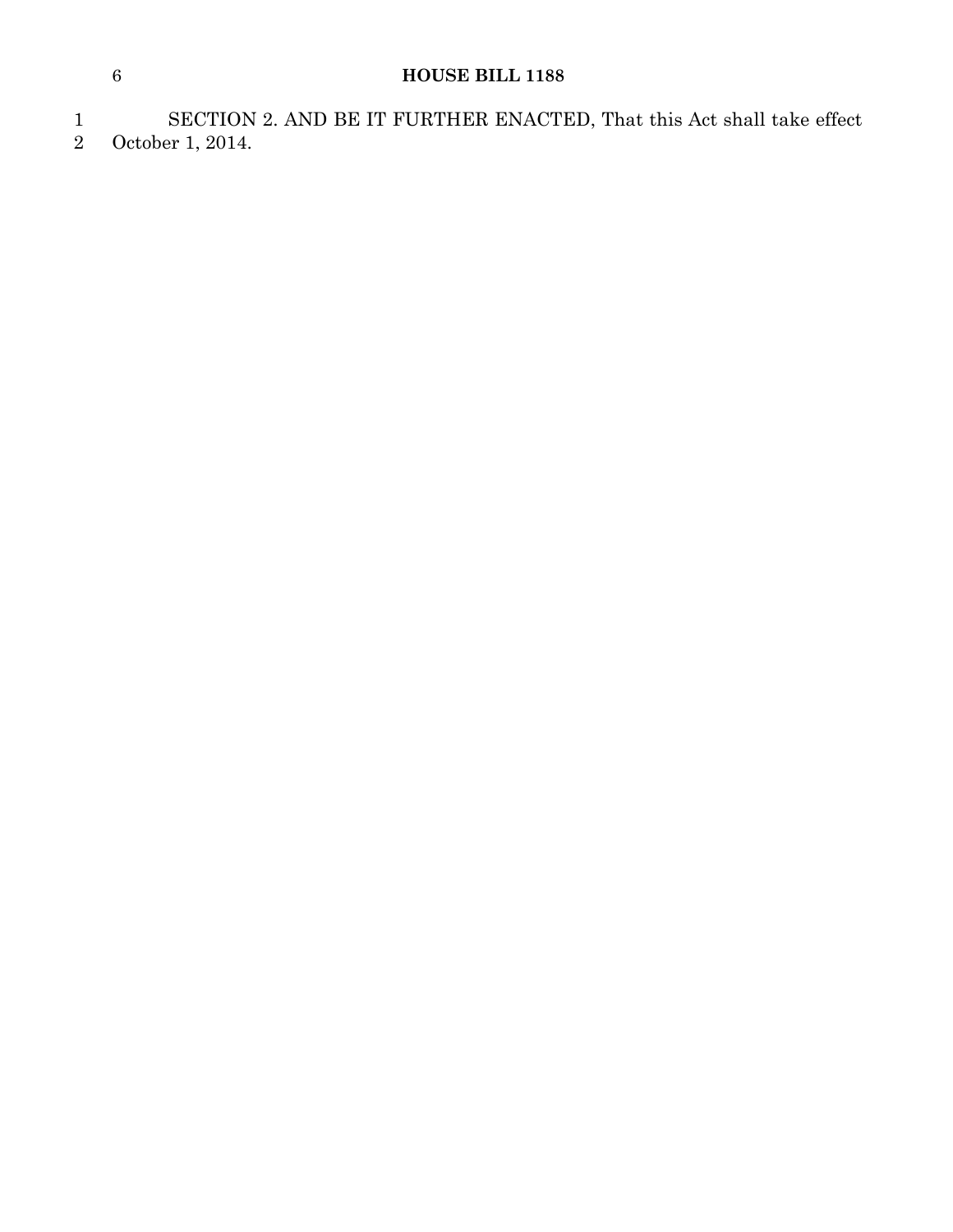SECTION 2. AND BE IT FURTHER ENACTED, That this Act shall take effect October 1, 2014.